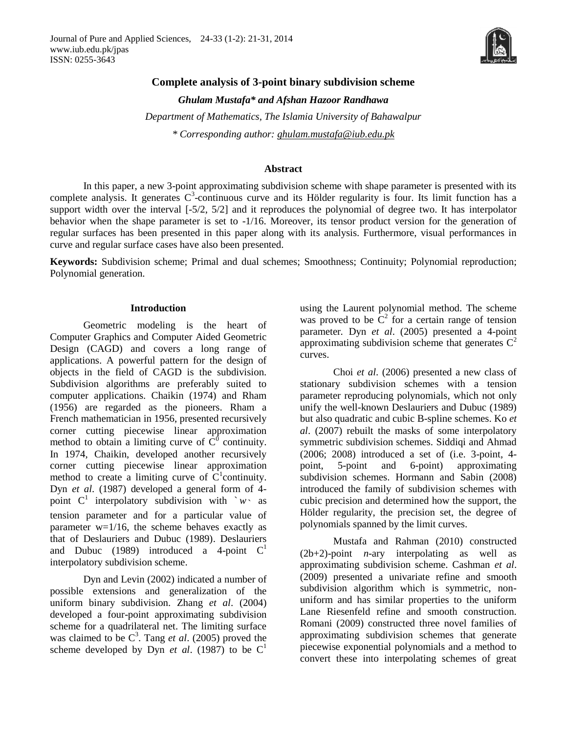# Complete analysis of 3-point binary subdivision scheme

***Ghulam Mustafa\* and Afshan Hazoor Randhawa***

*Department of Mathematics, The Islamia University of Bahawalpur*

*\* Corresponding author: ghulam.mustafa@iub.edu.pk*

## Abstract

In this paper, a new 3-point approximating subdivision scheme with shape parameter is presented with its complete analysis. It generates $C^3$-continuous curve and its Hölder regularity is four. Its limit function has a support width over the interval [-5/2, 5/2] and it reproduces the polynomial of degree two. It has interpolator behavior when the shape parameter is set to -1/16. Moreover, its tensor product version for the generation of regular surfaces has been presented in this paper along with its analysis. Furthermore, visual performances in curve and regular surface cases have also been presented.

**Keywords:** Subdivision scheme; Primal and dual schemes; Smoothness; Continuity; Polynomial reproduction; Polynomial generation.

## Introduction

Geometric modeling is the heart of Computer Graphics and Computer Aided Geometric Design (CAGD) and covers a long range of applications. A powerful pattern for the design of objects in the field of CAGD is the subdivision. Subdivision algorithms are preferably suited to computer applications. Chaikin (1974) and Rham (1956) are regarded as the pioneers. Rham a French mathematician in 1956, presented recursively corner cutting piecewise linear approximation method to obtain a limiting curve of $C^0$ continuity. In 1974, Chaikin, developed another recursively corner cutting piecewise linear approximation method to create a limiting curve of $C^1$continuity. Dyn *et al*. (1987) developed a general form of 4-point $C^1$ interpolatory subdivision with `$w$` as tension parameter and for a particular value of parameter w=1/16, the scheme behaves exactly as that of Deslauriers and Dubuc (1989). Deslauriers and Dubuc (1989) introduced a 4-point $C^1$ interpolatory subdivision scheme.

Dyn and Levin (2002) indicated a number of possible extensions and generalization of the uniform binary subdivision. Zhang *et al*. (2004) developed a four-point approximating subdivision scheme for a quadrilateral net. The limiting surface was claimed to be $C^3$. Tang *et al*. (2005) proved the scheme developed by Dyn *et al*. (1987) to be $C^1$ using the Laurent polynomial method. The scheme was proved to be $C^2$ for a certain range of tension parameter. Dyn *et al*. (2005) presented a 4-point approximating subdivision scheme that generates $C^2$ curves.

Choi *et al*. (2006) presented a new class of stationary subdivision schemes with a tension parameter reproducing polynomials, which not only unify the well-known Deslauriers and Dubuc (1989) but also quadratic and cubic B-spline schemes. Ko *et al*. (2007) rebuilt the masks of some interpolatory symmetric subdivision schemes. Siddiqi and Ahmad (2006; 2008) introduced a set of (i.e. 3-point, 4-point, 5-point and 6-point) approximating subdivision schemes. Hormann and Sabin (2008) introduced the family of subdivision schemes with cubic precision and determined how the support, the Hölder regularity, the precision set, the degree of polynomials spanned by the limit curves.

Mustafa and Rahman (2010) constructed (2b+2)-point *n*-ary interpolating as well as approximating subdivision scheme. Cashman *et al*. (2009) presented a univariate refine and smooth subdivision algorithm which is symmetric, non-uniform and has similar properties to the uniform Lane Riesenfeld refine and smooth construction. Romani (2009) constructed three novel families of approximating subdivision schemes that generate piecewise exponential polynomials and a method to convert these into interpolating schemes of great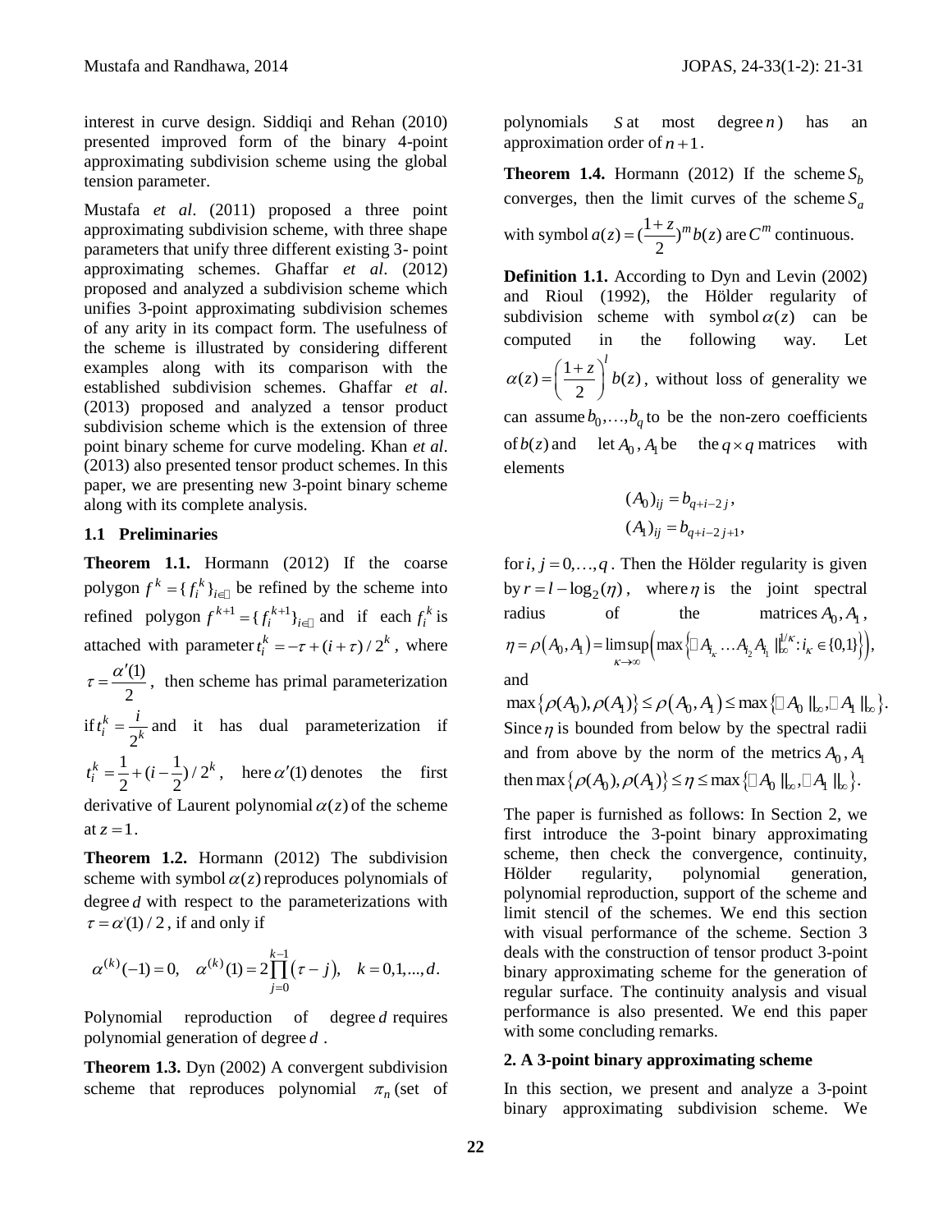interest in curve design. Siddiqi and Rehan (2010) presented improved form of the binary 4-point approximating subdivision scheme using the global tension parameter.

Mustafa *et al*. (2011) proposed a three point approximating subdivision scheme, with three shape parameters that unify three different existing 3- point approximating schemes. Ghaffar *et al*. (2012) proposed and analyzed a subdivision scheme which unifies 3-point approximating subdivision schemes of any arity in its compact form. The usefulness of the scheme is illustrated by considering different examples along with its comparison with the established subdivision schemes. Ghaffar *et al*. (2013) proposed and analyzed a tensor product subdivision scheme which is the extension of three point binary scheme for curve modeling. Khan *et al*. (2013) also presented tensor product schemes. In this paper, we are presenting new 3-point binary scheme along with its complete analysis.

### 1.1 Preliminaries

**Theorem 1.1.** Hormann (2012) If the coarse polygon $f^k = \{f_i^k\}_{i\in\mathbb{Z}}$ be refined by the scheme into refined polygon $f^{k+1} = \{f_i^{k+1}\}_{i\in\mathbb{Z}}$ and if each $f_i^k$ is attached with parameter $t_i^k = -\tau + (i+\tau)/2^k$, where $\tau = \dfrac{\alpha'(1)}{2}$, then scheme has primal parameterization if $t_i^k = \dfrac{i}{2^k}$ and it has dual parameterization if $t_i^k = \dfrac{1}{2} + (i - \dfrac{1}{2})/2^k$, here $\alpha'(1)$ denotes the first derivative of Laurent polynomial $\alpha(z)$ of the scheme at $z=1$.

**Theorem 1.2.** Hormann (2012) The subdivision scheme with symbol $\alpha(z)$ reproduces polynomials of degree $d$ with respect to the parameterizations with $\tau = \alpha'(1)/2$, if and only if

$$\alpha^{(k)}(-1) = 0, \quad \alpha^{(k)}(1) = 2\prod_{j=0}^{k-1}(\tau - j), \quad k = 0,1,...,d.$$

Polynomial reproduction of degree $d$ requires polynomial generation of degree $d$ .

**Theorem 1.3.** Dyn (2002) A convergent subdivision scheme that reproduces polynomial $\pi_n$ (set of polynomials $S$ at most degree $n$) has an approximation order of $n+1$.

**Theorem 1.4.** Hormann (2012) If the scheme $S_b$ converges, then the limit curves of the scheme $S_a$ with symbol $a(z) = (\dfrac{1+z}{2})^m b(z)$ are $C^m$ continuous.

**Definition 1.1.** According to Dyn and Levin (2002) and Rioul (1992), the Hölder regularity of subdivision scheme with symbol $\alpha(z)$ can be computed in the following way. Let $\alpha(z) = \left(\dfrac{1+z}{2}\right)^l b(z)$, without loss of generality we can assume $b_0,\ldots,b_q$ to be the non-zero coefficients of $b(z)$ and let $A_0, A_1$ be the $q\times q$ matrices with elements

$$(A_0)_{ij} = b_{q+i-2j},$$
$$(A_1)_{ij} = b_{q+i-2j+1},$$

for $i,j = 0,\ldots,q$ . Then the Hölder regularity is given by $r = l - \log_2(\eta)$, where $\eta$ is the joint spectral radius of the matrices $A_0, A_1$,

$$\eta = \rho\left(A_0, A_1\right) = \limsup_{\kappa\to\infty}\left(\max\left\{\| A_{i_\kappa}\ldots A_{i_2}A_{i_1}\|_\infty^{1/\kappa} : i_\kappa \in \{0,1\}\right\}\right),$$

and

$$\max\left\{\rho(A_0),\rho(A_1)\right\} \le \rho\left(A_0,A_1\right) \le \max\left\{\| A_0\|_\infty, \| A_1\|_\infty\right\}.$$

Since $\eta$ is bounded from below by the spectral radii and from above by the norm of the metrics $A_0, A_1$ then $\max\left\{\rho(A_0),\rho(A_1)\right\} \le \eta \le \max\left\{\| A_0\|_\infty, \| A_1\|_\infty\right\}$.

The paper is furnished as follows: In Section 2, we first introduce the 3-point binary approximating scheme, then check the convergence, continuity, Hölder regularity, polynomial generation, polynomial reproduction, support of the scheme and limit stencil of the schemes. We end this section with visual performance of the scheme. Section 3 deals with the construction of tensor product 3-point binary approximating scheme for the generation of regular surface. The continuity analysis and visual performance is also presented. We end this paper with some concluding remarks.

## 2. A 3-point binary approximating scheme

In this section, we present and analyze a 3-point binary approximating subdivision scheme. We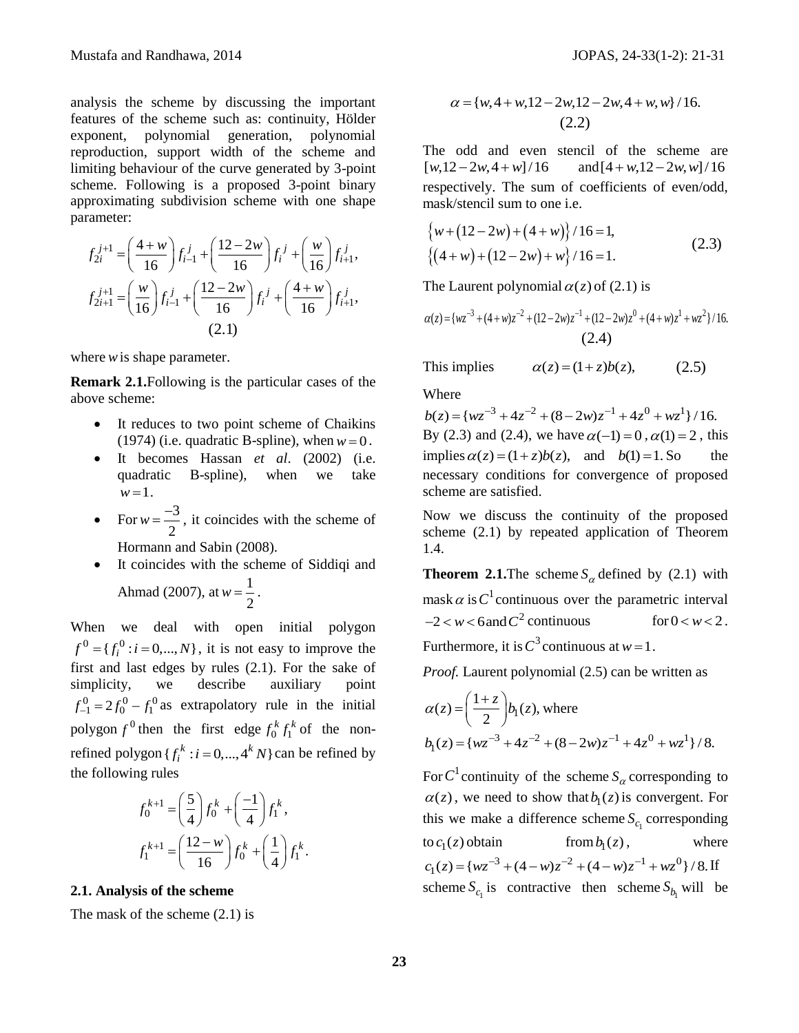analysis the scheme by discussing the important features of the scheme such as: continuity, Hölder exponent, polynomial generation, polynomial reproduction, support width of the scheme and limiting behaviour of the curve generated by 3-point scheme. Following is a proposed 3-point binary approximating subdivision scheme with one shape parameter:

$$
\begin{aligned}
f_{2i}^{j+1} &= \left(\frac{4+w}{16}\right) f_{i-1}^{j} + \left(\frac{12-2w}{16}\right) f_i^{j} + \left(\frac{w}{16}\right) f_{i+1}^{j},\\
f_{2i+1}^{j+1} &= \left(\frac{w}{16}\right) f_{i-1}^{j} + \left(\frac{12-2w}{16}\right) f_i^{j} + \left(\frac{4+w}{16}\right) f_{i+1}^{j},
\end{aligned}
\tag{2.1}
$$

where $w$ is shape parameter.

**Remark 2.1.** Following is the particular cases of the above scheme:

- It reduces to two point scheme of Chaikins (1974) (i.e. quadratic B-spline), when $w=0$.
- It becomes Hassan *et al*. (2002) (i.e. quadratic B-spline), when we take $w=1$.
- For $w=\frac{-3}{2}$, it coincides with the scheme of Hormann and Sabin (2008).
- It coincides with the scheme of Siddiqi and Ahmad (2007), at $w=\frac{1}{2}$.

When we deal with open initial polygon $f^0=\{f_i^0 : i=0,...,N\}$, it is not easy to improve the first and last edges by rules (2.1). For the sake of simplicity, we describe auxiliary point $f_{-1}^0 = 2f_0^0 - f_1^0$ as extrapolatory rule in the initial polygon $f^0$ then the first edge $f_0^k f_1^k$ of the non-refined polygon $\{f_i^k : i=0,...,4^k N\}$ can be refined by the following rules

$$
\begin{aligned}
f_0^{k+1} &= \left(\frac{5}{4}\right) f_0^k + \left(\frac{-1}{4}\right) f_1^k,\\
f_1^{k+1} &= \left(\frac{12-w}{16}\right) f_0^k + \left(\frac{1}{4}\right) f_1^k.
\end{aligned}
$$

### 2.1. Analysis of the scheme

The mask of the scheme (2.1) is

$$
\alpha = \{w, 4+w, 12-2w, 12-2w, 4+w, w\}/16. \tag{2.2}
$$

The odd and even stencil of the scheme are $[w, 12-2w, 4+w]/16$ and $[4+w, 12-2w, w]/16$ respectively. The sum of coefficients of even/odd, mask/stencil sum to one i.e.

$$
\begin{aligned}
&\{w+(12-2w)+(4+w)\}/16=1,\\
&\{(4+w)+(12-2w)+w\}/16=1.
\end{aligned}
\tag{2.3}
$$

The Laurent polynomial $\alpha(z)$ of (2.1) is

$$
\alpha(z)=\{wz^{-3}+(4+w)z^{-2}+(12-2w)z^{-1}+(12-2w)z^{0}+(4+w)z^{1}+wz^{2}\}/16. \tag{2.4}
$$

This implies $\qquad \alpha(z)=(1+z)b(z), \qquad (2.5)$

Where

$b(z)=\{wz^{-3}+4z^{-2}+(8-2w)z^{-1}+4z^{0}+wz^{1}\}/16.$

By (2.3) and (2.4), we have $\alpha(-1)=0$, $\alpha(1)=2$, this implies $\alpha(z)=(1+z)b(z)$, and $b(1)=1$. So the necessary conditions for convergence of proposed scheme are satisfied.

Now we discuss the continuity of the proposed scheme (2.1) by repeated application of Theorem 1.4.

**Theorem 2.1.** The scheme $S_\alpha$ defined by (2.1) with mask $\alpha$ is $C^1$ continuous over the parametric interval $-2<w<6$ and $C^2$ continuous for $0<w<2$. Furthermore, it is $C^3$ continuous at $w=1$.

*Proof.* Laurent polynomial (2.5) can be written as

$\alpha(z)=\left(\frac{1+z}{2}\right)b_1(z),$ where

$b_1(z)=\{wz^{-3}+4z^{-2}+(8-2w)z^{-1}+4z^{0}+wz^{1}\}/8.$

For $C^1$ continuity of the scheme $S_\alpha$ corresponding to $\alpha(z)$, we need to show that $b_1(z)$ is convergent. For this we make a difference scheme $S_{c_1}$ corresponding to $c_1(z)$ obtain from $b_1(z)$, where $c_1(z)=\{wz^{-3}+(4-w)z^{-2}+(4-w)z^{-1}+wz^{0}\}/8.$ If scheme $S_{c_1}$ is contractive then scheme $S_{b_1}$ will be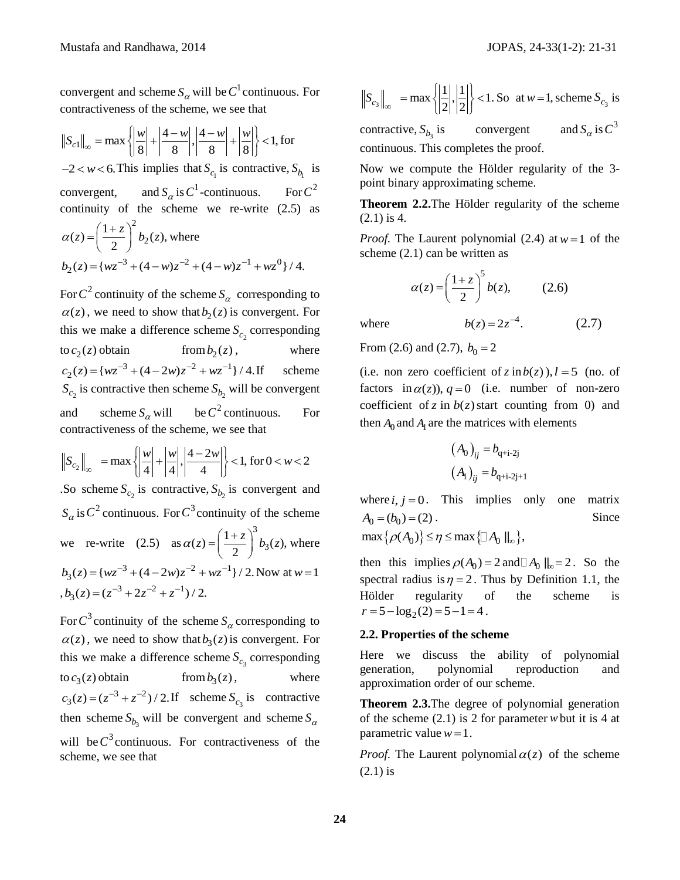convergent and scheme $S_\alpha$ will be $C^1$ continuous. For contractiveness of the scheme, we see that

$$\|S_{c1}\|_\infty = \max\left\{\left|\frac{w}{8}\right| + \left|\frac{4-w}{8}\right|, \left|\frac{4-w}{8}\right| + \left|\frac{w}{8}\right|\right\} < 1, \text{ for}$$

$-2 < w < 6.$ This implies that $S_{c_1}$ is contractive, $S_{b_1}$ is convergent, and $S_\alpha$ is $C^1$-continuous. For $C^2$ continuity of the scheme we re-write (2.5) as $\alpha(z) = \left(\frac{1+z}{2}\right)^2 b_2(z),$ where $b_2(z) = \{wz^{-3} + (4-w)z^{-2} + (4-w)z^{-1} + wz^0\}/4.$

For $C^2$ continuity of the scheme $S_\alpha$ corresponding to $\alpha(z)$, we need to show that $b_2(z)$ is convergent. For this we make a difference scheme $S_{c_2}$ corresponding to $c_2(z)$ obtain from $b_2(z)$, where $c_2(z) = \{wz^{-3} + (4-2w)z^{-2} + wz^{-1}\}/4.$ If scheme $S_{c_2}$ is contractive then scheme $S_{b_2}$ will be convergent and scheme $S_\alpha$ will be $C^2$ continuous. For contractiveness of the scheme, we see that

$$\|S_{c_2}\|_\infty = \max\left\{\left|\frac{w}{4}\right| + \left|\frac{w}{4}\right|, \left|\frac{4-2w}{4}\right|\right\} < 1, \text{ for } 0 < w < 2$$

.So scheme $S_{c_2}$ is contractive, $S_{b_2}$ is convergent and $S_\alpha$ is $C^2$ continuous. For $C^3$ continuity of the scheme we re-write (2.5) as $\alpha(z) = \left(\frac{1+z}{2}\right)^3 b_3(z),$ where $b_3(z) = \{wz^{-3} + (4-2w)z^{-2} + wz^{-1}\}/2.$ Now at $w=1$, $b_3(z) = (z^{-3} + 2z^{-2} + z^{-1})/2.$

For $C^3$ continuity of the scheme $S_\alpha$ corresponding to $\alpha(z)$, we need to show that $b_3(z)$ is convergent. For this we make a difference scheme $S_{c_3}$ corresponding to $c_3(z)$ obtain from $b_3(z)$, where $c_3(z) = (z^{-3} + z^{-2})/2.$ If scheme $S_{c_3}$ is contractive then scheme $S_{b_3}$ will be convergent and scheme $S_\alpha$ will be $C^3$ continuous. For contractiveness of the scheme, we see that

$\|S_{c_3}\|_\infty = \max\left\{\left|\frac{1}{2}\right|, \left|\frac{1}{2}\right|\right\} < 1.$ So at $w=1,$ scheme $S_{c_3}$ is contractive, $S_{b_3}$ is convergent and $S_\alpha$ is $C^3$ continuous. This completes the proof.

Now we compute the Hölder regularity of the 3-point binary approximating scheme.

**Theorem 2.2.** The Hölder regularity of the scheme (2.1) is 4.

*Proof.* The Laurent polynomial (2.4) at $w=1$ of the scheme (2.1) can be written as

$$\alpha(z) = \left(\frac{1+z}{2}\right)^5 b(z), \qquad (2.6)$$

where $$b(z) = 2z^{-4}. \qquad (2.7)$$

From (2.6) and (2.7), $b_0 = 2$

(i.e. non zero coefficient of $z$ in $b(z)$), $l = 5$ (no. of factors in $\alpha(z)$), $q = 0$ (i.e. number of non-zero coefficient of $z$ in $b(z)$ start counting from 0) and then $A_0$ and $A_1$ are the matrices with elements

$$(A_0)_{ij} = b_{q+i-2j}$$
$$(A_1)_{ij} = b_{q+i-2j+1}$$

where $i, j = 0$. This implies only one matrix $A_0 = (b_0) = (2)$. Since $\max\{\rho(A_0)\} \le \eta \le \max\{\| A_0 \|_\infty\},$

then this implies $\rho(A_0) = 2$ and $\| A_0 \|_\infty = 2$. So the spectral radius is $\eta = 2$. Thus by Definition 1.1, the Hölder regularity of the scheme is $r = 5 - \log_2(2) = 5 - 1 = 4$.

### 2.2. Properties of the scheme

Here we discuss the ability of polynomial generation, polynomial reproduction and approximation order of our scheme.

**Theorem 2.3.** The degree of polynomial generation of the scheme (2.1) is 2 for parameter $w$ but it is 4 at parametric value $w=1$.

*Proof.* The Laurent polynomial $\alpha(z)$ of the scheme (2.1) is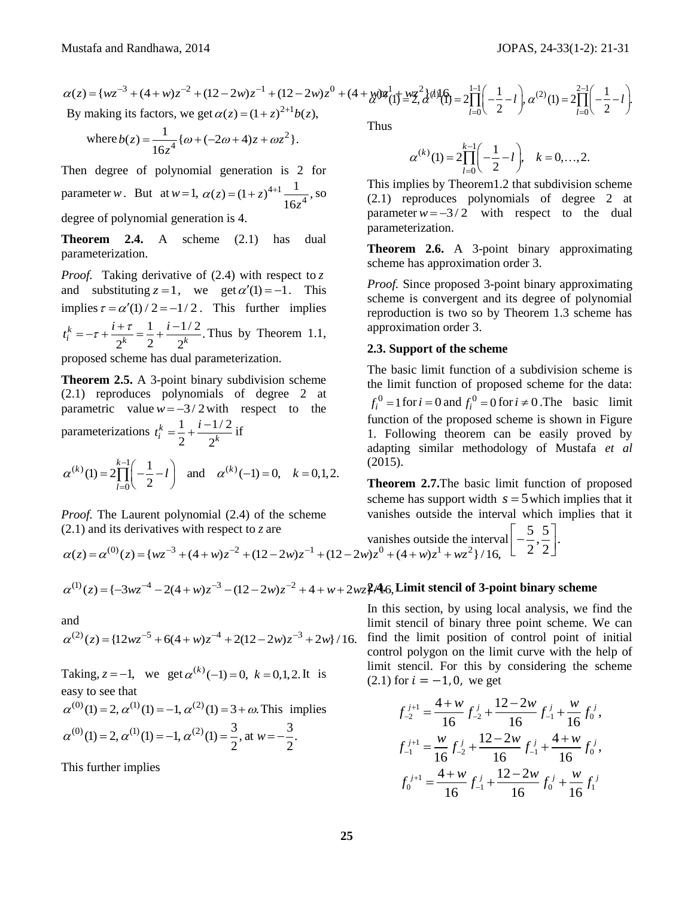$$\alpha(z)=\{wz^{-3}+(4+w)z^{-2}+(12-2w)z^{-1}+(12-2w)z^{0}+(4+w)z^{1}+wz^{2}\}/16.$$

By making its factors, we get $\alpha(z)=(1+z)^{2+1}b(z)$,

$$\text{where } b(z)=\frac{1}{16z^4}\{\omega+(-2\omega+4)z+\omega z^2\}.$$

Then degree of polynomial generation is 2 for parameter $w$. But at $w=1$, $\alpha(z)=(1+z)^{4+1}\frac{1}{16z^4}$, so degree of polynomial generation is 4.

**Theorem 2.4.** A scheme (2.1) has dual parameterization.

*Proof.* Taking derivative of (2.4) with respect to $z$ and substituting $z=1$, we get $\alpha'(1)=-1$. This implies $\tau=\alpha'(1)/2=-1/2$. This further implies $t_i^k=-\tau+\frac{i+\tau}{2^k}=\frac{1}{2}+\frac{i-1/2}{2^k}$. Thus by Theorem 1.1, proposed scheme has dual parameterization.

**Theorem 2.5.** A 3-point binary subdivision scheme (2.1) reproduces polynomials of degree 2 at parametric value $w=-3/2$ with respect to the parameterizations $t_i^k=\frac{1}{2}+\frac{i-1/2}{2^k}$ if

$$\alpha^{(k)}(1)=2\prod_{l=0}^{k-1}\left(-\frac{1}{2}-l\right)\quad\text{and}\quad \alpha^{(k)}(-1)=0,\quad k=0,1,2.$$

*Proof.* The Laurent polynomial (2.4) of the scheme (2.1) and its derivatives with respect to $z$ are

$$\alpha(z)=\alpha^{(0)}(z)=\{wz^{-3}+(4+w)z^{-2}+(12-2w)z^{-1}+(12-2w)z^{0}+(4+w)z^{1}+wz^{2}\}/16,$$

$$\alpha^{(1)}(z)=\{-3wz^{-4}-2(4+w)z^{-3}-(12-2w)z^{-2}+4+w+2wz\}/16,$$

and

$$\alpha^{(2)}(z)=\{12wz^{-5}+6(4+w)z^{-4}+2(12-2w)z^{-3}+2w\}/16.$$

Taking, $z=-1$, we get $\alpha^{(k)}(-1)=0,\ k=0,1,2.$ It is easy to see that $\alpha^{(0)}(1)=2, \alpha^{(1)}(1)=-1, \alpha^{(2)}(1)=3+\omega.$ This implies $\alpha^{(0)}(1)=2, \alpha^{(1)}(1)=-1, \alpha^{(2)}(1)=\frac{3}{2}$, at $w=-\frac{3}{2}.$

This further implies

$$\alpha^{(0)}(1)=2,\ \alpha^{(1)}(1)=2\prod_{l=0}^{1-1}\left(-\frac{1}{2}-l\right),\ \alpha^{(2)}(1)=2\prod_{l=0}^{2-1}\left(-\frac{1}{2}-l\right).$$

Thus

$$\alpha^{(k)}(1)=2\prod_{l=0}^{k-1}\left(-\frac{1}{2}-l\right),\quad k=0,\ldots,2.$$

This implies by Theorem1.2 that subdivision scheme (2.1) reproduces polynomials of degree 2 at parameter $w=-3/2$ with respect to the dual parameterization.

**Theorem 2.6.** A 3-point binary approximating scheme has approximation order 3.

*Proof.* Since proposed 3-point binary approximating scheme is convergent and its degree of polynomial reproduction is two so by Theorem 1.3 scheme has approximation order 3.

### 2.3. Support of the scheme

The basic limit function of a subdivision scheme is the limit function of proposed scheme for the data: $f_i^0=1$ for $i=0$ and $f_i^0=0$ for $i\neq 0$. The basic limit function of the proposed scheme is shown in Figure 1. Following theorem can be easily proved by adapting similar methodology of Mustafa *et al* (2015).

**Theorem 2.7.** The basic limit function of proposed scheme has support width $s=5$ which implies that it vanishes outside the interval which implies that it vanishes outside the interval $\left[-\frac{5}{2},\frac{5}{2}\right]$.

### 2.4. Limit stencil of 3-point binary scheme

In this section, by using local analysis, we find the limit stencil of binary three point scheme. We can find the limit position of control point of initial control polygon on the limit curve with the help of limit stencil. For this by considering the scheme (2.1) for $i=-1,0$, we get

$$f_{-2}^{j+1}=\frac{4+w}{16}f_{-2}^{j}+\frac{12-2w}{16}f_{-1}^{j}+\frac{w}{16}f_{0}^{j},$$

$$f_{-1}^{j+1}=\frac{w}{16}f_{-2}^{j}+\frac{12-2w}{16}f_{-1}^{j}+\frac{4+w}{16}f_{0}^{j},$$

$$f_{0}^{j+1}=\frac{4+w}{16}f_{-1}^{j}+\frac{12-2w}{16}f_{0}^{j}+\frac{w}{16}f_{1}^{j}$$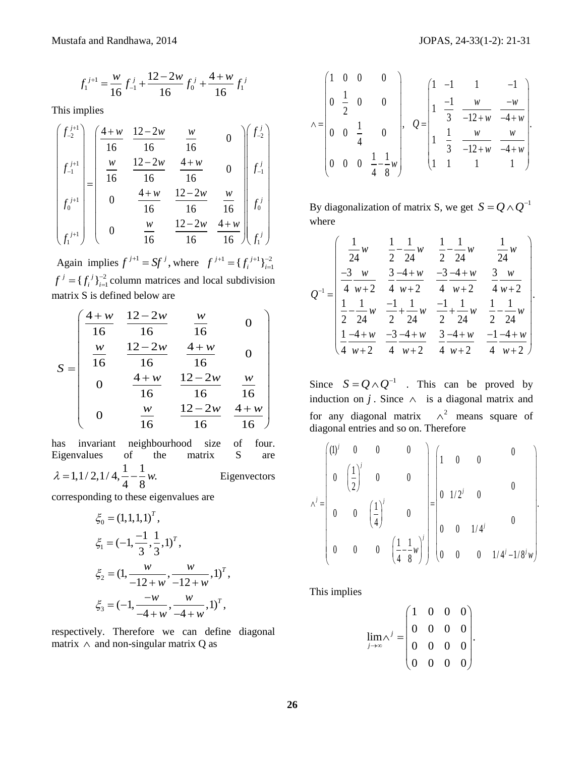$$f_1^{j+1} = \frac{w}{16} f_{-1}^j + \frac{12-2w}{16} f_0^j + \frac{4+w}{16} f_1^j$$

This implies

$$\begin{pmatrix} f_{-2}^{j+1} \\ f_{-1}^{j+1} \\ f_0^{j+1} \\ f_1^{j+1} \end{pmatrix} = \begin{pmatrix} \frac{4+w}{16} & \frac{12-2w}{16} & \frac{w}{16} & 0 \\ \frac{w}{16} & \frac{12-2w}{16} & \frac{4+w}{16} & 0 \\ 0 & \frac{4+w}{16} & \frac{12-2w}{16} & \frac{w}{16} \\ 0 & \frac{w}{16} & \frac{12-2w}{16} & \frac{4+w}{16} \end{pmatrix} \begin{pmatrix} f_{-2}^j \\ f_{-1}^j \\ f_0^j \\ f_1^j \end{pmatrix}$$

Again implies $f^{j+1} = Sf^j$, where $f^{j+1} = \{f_i^{j+1}\}_{i=1}^{-2}$ $f^j = \{f_i^j\}_{i=1}^{-2}$ column matrices and local subdivision matrix S is defined below are

$$S = \begin{pmatrix} \frac{4+w}{16} & \frac{12-2w}{16} & \frac{w}{16} & 0 \\ \frac{w}{16} & \frac{12-2w}{16} & \frac{4+w}{16} & 0 \\ 0 & \frac{4+w}{16} & \frac{12-2w}{16} & \frac{w}{16} \\ 0 & \frac{w}{16} & \frac{12-2w}{16} & \frac{4+w}{16} \end{pmatrix}$$

has invariant neighbourhood size of four. Eigenvalues of the matrix S are $\lambda = 1, 1/2, 1/4, \frac{1}{4} - \frac{1}{8}w.$ Eigenvectors corresponding to these eigenvalues are

$$\xi_0 = (1,1,1,1)^T,$$

$$\xi_1 = (-1, \frac{-1}{3}, \frac{1}{3}, 1)^T,$$

$$\xi_2 = (1, \frac{w}{-12+w}, \frac{w}{-12+w}, 1)^T,$$

$$\xi_3 = (-1, \frac{-w}{-4+w}, \frac{w}{-4+w}, 1)^T,$$

respectively. Therefore we can define diagonal matrix $\wedge$ and non-singular matrix Q as

$$\wedge = \begin{pmatrix} 1 & 0 & 0 & 0 \\ 0 & \frac{1}{2} & 0 & 0 \\ 0 & 0 & \frac{1}{4} & 0 \\ 0 & 0 & 0 & \frac{1}{4} - \frac{1}{8}w \end{pmatrix}, \quad Q = \begin{pmatrix} 1 & -1 & 1 & -1 \\ 1 & \frac{-1}{3} & \frac{w}{-12+w} & \frac{-w}{-4+w} \\ 1 & \frac{1}{3} & \frac{w}{-12+w} & \frac{w}{-4+w} \\ 1 & 1 & 1 & 1 \end{pmatrix}.$$

By diagonalization of matrix S, we get $S = Q \wedge Q^{-1}$ where

$$Q^{-1} = \begin{pmatrix} \frac{1}{24}w & \frac{1}{2} - \frac{1}{24}w & \frac{1}{2} - \frac{1}{24}w & \frac{1}{24}w \\ \frac{-3}{4}\frac{w}{w+2} & \frac{3}{4}\frac{-4+w}{w+2} & \frac{-3}{4}\frac{-4+w}{w+2} & \frac{3}{4}\frac{w}{w+2} \\ \frac{1}{2} - \frac{1}{24}w & \frac{-1}{2} + \frac{1}{24}w & \frac{-1}{2} + \frac{1}{24}w & \frac{1}{2} - \frac{1}{24}w \\ \frac{1}{4}\frac{-4+w}{w+2} & \frac{-3}{4}\frac{-4+w}{w+2} & \frac{3}{4}\frac{-4+w}{w+2} & \frac{-1}{4}\frac{-4+w}{w+2} \end{pmatrix}.$$

Since $S = Q \wedge Q^{-1}$. This can be proved by induction on $j$. Since $\wedge$ is a diagonal matrix and for any diagonal matrix $\wedge^2$ means square of diagonal entries and so on. Therefore

$$\wedge^j = \begin{pmatrix} (1)^j & 0 & 0 & 0 \\ 0 & \left(\frac{1}{2}\right)^j & 0 & 0 \\ 0 & 0 & \left(\frac{1}{4}\right)^j & 0 \\ 0 & 0 & 0 & \left(\frac{1}{4} - \frac{1}{8}w\right)^j \end{pmatrix} = \begin{pmatrix} 1 & 0 & 0 & 0 \\ 0 & 1/2^j & 0 & 0 \\ 0 & 0 & 1/4^j & 0 \\ 0 & 0 & 0 & 1/4^j - 1/8^j w \end{pmatrix}.$$

This implies

$$\lim_{j \to \infty} \wedge^j = \begin{pmatrix} 1 & 0 & 0 & 0 \\ 0 & 0 & 0 & 0 \\ 0 & 0 & 0 & 0 \\ 0 & 0 & 0 & 0 \end{pmatrix}.$$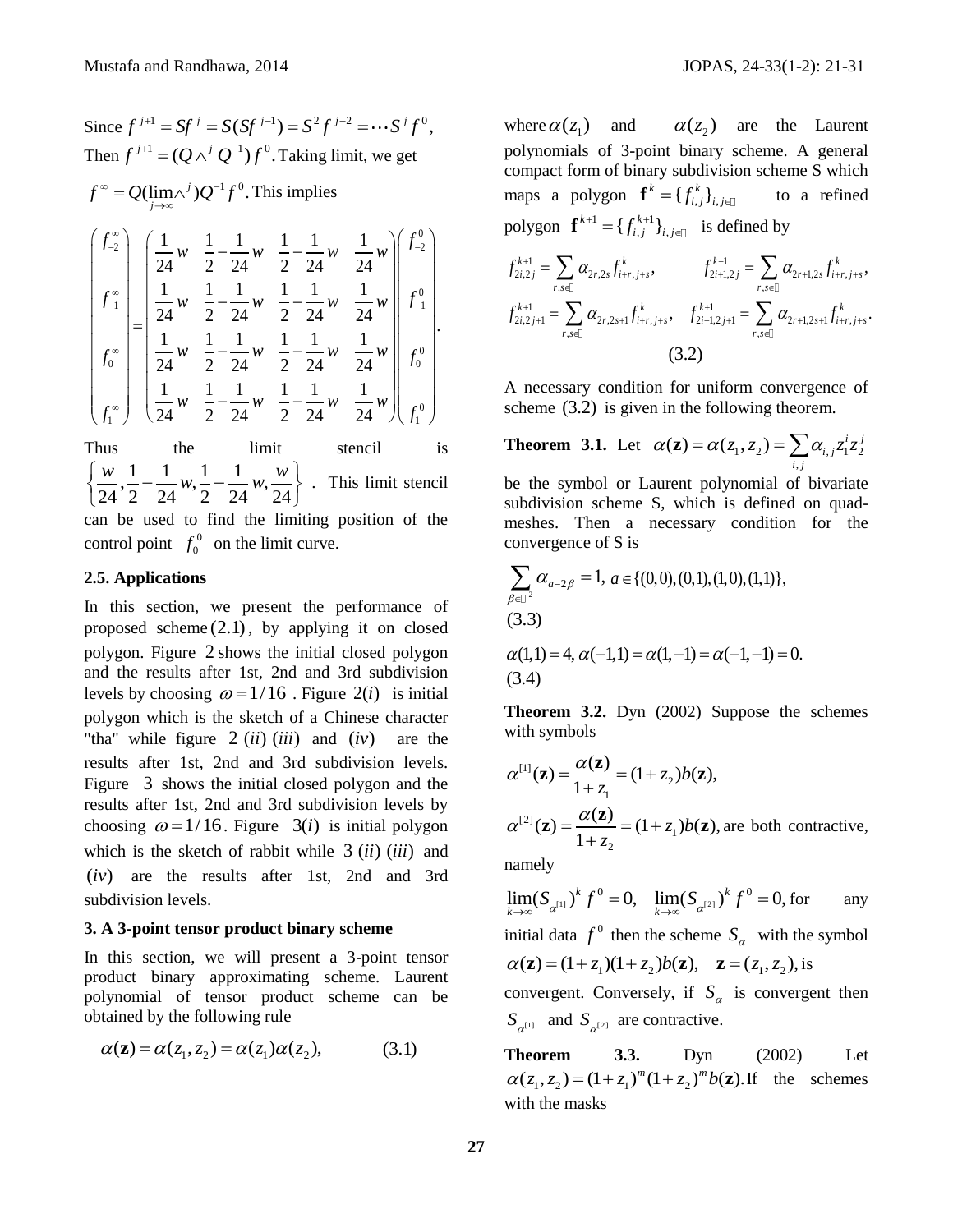Since $f^{j+1} = Sf^j = S(Sf^{j-1}) = S^2 f^{j-2} = \cdots S^j f^0$,
Then $f^{j+1} = (Q \wedge^j Q^{-1}) f^0$. Taking limit, we get
$f^\infty = Q(\lim_{j\to\infty} \wedge^j) Q^{-1} f^0$. This implies

$$\begin{pmatrix} f_{-2}^\infty \\ f_{-1}^\infty \\ f_0^\infty \\ f_1^\infty \end{pmatrix} = \begin{pmatrix} \frac{1}{24}w & \frac{1}{2}-\frac{1}{24}w & \frac{1}{2}-\frac{1}{24}w & \frac{1}{24}w \\ \frac{1}{24}w & \frac{1}{2}-\frac{1}{24}w & \frac{1}{2}-\frac{1}{24}w & \frac{1}{24}w \\ \frac{1}{24}w & \frac{1}{2}-\frac{1}{24}w & \frac{1}{2}-\frac{1}{24}w & \frac{1}{24}w \\ \frac{1}{24}w & \frac{1}{2}-\frac{1}{24}w & \frac{1}{2}-\frac{1}{24}w & \frac{1}{24}w \end{pmatrix} \begin{pmatrix} f_{-2}^0 \\ f_{-1}^0 \\ f_0^0 \\ f_1^0 \end{pmatrix}.$$

Thus the limit stencil is $\left\{ \frac{w}{24}, \frac{1}{2}-\frac{1}{24}w, \frac{1}{2}-\frac{1}{24}w, \frac{w}{24} \right\}$. This limit stencil can be used to find the limiting position of the control point $f_0^0$ on the limit curve.

### 2.5. Applications

In this section, we present the performance of proposed scheme $(2.1)$, by applying it on closed polygon. Figure 2 shows the initial closed polygon and the results after 1st, 2nd and 3rd subdivision levels by choosing $\omega = 1/16$. Figure $2(i)$ is initial polygon which is the sketch of a Chinese character "tha" while figure $2\ (ii)\ (iii)$ and $(iv)$ are the results after 1st, 2nd and 3rd subdivision levels. Figure 3 shows the initial closed polygon and the results after 1st, 2nd and 3rd subdivision levels by choosing $\omega = 1/16$. Figure $3(i)$ is initial polygon which is the sketch of rabbit while $3\ (ii)\ (iii)$ and $(iv)$ are the results after 1st, 2nd and 3rd subdivision levels.

## 3. A 3-point tensor product binary scheme

In this section, we will present a 3-point tensor product binary approximating scheme. Laurent polynomial of tensor product scheme can be obtained by the following rule

$$\alpha(\mathbf{z}) = \alpha(z_1, z_2) = \alpha(z_1)\alpha(z_2), \qquad (3.1)$$

where $\alpha(z_1)$ and $\alpha(z_2)$ are the Laurent polynomials of 3-point binary scheme. A general compact form of binary subdivision scheme S which maps a polygon $\mathbf{f}^k = \{f_{i,j}^k\}_{i,j\in\mathbb{Z}}$ to a refined polygon $\mathbf{f}^{k+1} = \{f_{i,j}^{k+1}\}_{i,j\in\mathbb{Z}}$ is defined by

$$f_{2i,2j}^{k+1} = \sum_{r,s\in\mathbb{Z}} \alpha_{2r,2s} f_{i+r,j+s}^k, \qquad f_{2i+1,2j}^{k+1} = \sum_{r,s\in\mathbb{Z}} \alpha_{2r+1,2s} f_{i+r,j+s}^k,$$
$$f_{2i,2j+1}^{k+1} = \sum_{r,s\in\mathbb{Z}} \alpha_{2r,2s+1} f_{i+r,j+s}^k, \quad f_{2i+1,2j+1}^{k+1} = \sum_{r,s\in\mathbb{Z}} \alpha_{2r+1,2s+1} f_{i+r,j+s}^k. \qquad (3.2)$$

A necessary condition for uniform convergence of scheme $(3.2)$ is given in the following theorem.

**Theorem 3.1.** Let $\alpha(\mathbf{z}) = \alpha(z_1, z_2) = \sum_{i,j} \alpha_{i,j} z_1^i z_2^j$ be the symbol or Laurent polynomial of bivariate subdivision scheme S, which is defined on quad-meshes. Then a necessary condition for the convergence of S is

$$\sum_{\beta\in\mathbb{Z}^2} \alpha_{a-2\beta} = 1, \ a \in \{(0,0),(0,1),(1,0),(1,1)\}, \qquad (3.3)$$

$$\alpha(1,1) = 4, \alpha(-1,1) = \alpha(1,-1) = \alpha(-1,-1) = 0. \qquad (3.4)$$

**Theorem 3.2.** Dyn (2002) Suppose the schemes with symbols

$$\alpha^{[1]}(\mathbf{z}) = \frac{\alpha(\mathbf{z})}{1+z_1} = (1+z_2)b(\mathbf{z}),$$

$\alpha^{[2]}(\mathbf{z}) = \frac{\alpha(\mathbf{z})}{1+z_2} = (1+z_1)b(\mathbf{z})$, are both contractive, namely

$\lim_{k\to\infty} (S_{\alpha^{[1]}})^k f^0 = 0, \quad \lim_{k\to\infty} (S_{\alpha^{[2]}})^k f^0 = 0,$ for any initial data $f^0$ then the scheme $S_\alpha$ with the symbol $\alpha(\mathbf{z}) = (1+z_1)(1+z_2)b(\mathbf{z}), \quad \mathbf{z} = (z_1, z_2),$ is convergent. Conversely, if $S_\alpha$ is convergent then $S_{\alpha^{[1]}}$ and $S_{\alpha^{[2]}}$ are contractive.

**Theorem 3.3.** Dyn (2002) Let $\alpha(z_1, z_2) = (1+z_1)^m (1+z_2)^m b(\mathbf{z})$. If the schemes with the masks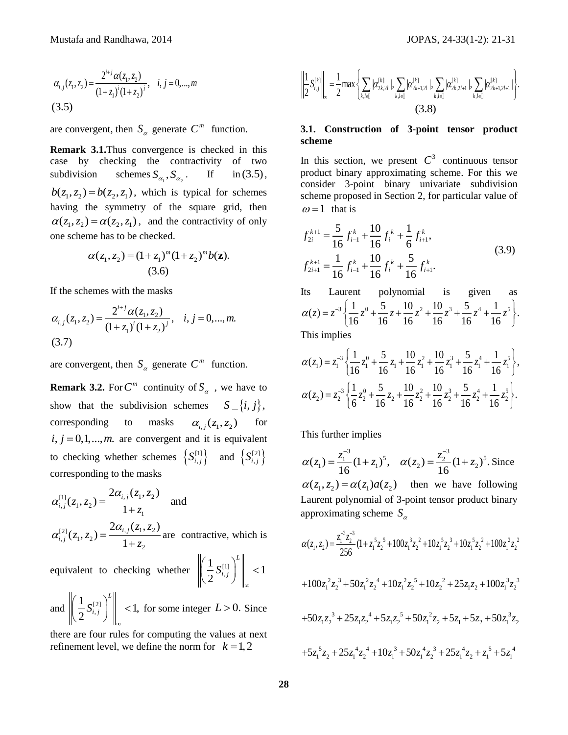$$\alpha_{i,j}(z_1,z_2)=\frac{2^{i+j}\alpha(z_1,z_2)}{(1+z_1)^i(1+z_2)^j},\quad i,j=0,...,m$$
(3.5)

are convergent, then $S_\alpha$ generate $C^m$ function.

**Remark 3.1.** Thus convergence is checked in this case by checking the contractivity of two subdivision schemes $S_{\alpha_1}, S_{\alpha_2}$. If in (3.5), $b(z_1,z_2)=b(z_2,z_1)$, which is typical for schemes having the symmetry of the square grid, then $\alpha(z_1,z_2)=\alpha(z_2,z_1)$, and the contractivity of only one scheme has to be checked.

$$\alpha(z_1,z_2)=(1+z_1)^m(1+z_2)^m b(\mathbf{z}). \tag{3.6}$$

If the schemes with the masks

$$\alpha_{i,j}(z_1,z_2)=\frac{2^{i+j}\alpha(z_1,z_2)}{(1+z_1)^i(1+z_2)^j},\quad i,j=0,...,m.$$
(3.7)

are convergent, then $S_\alpha$ generate $C^m$ function.

**Remark 3.2.** For $C^m$ continuity of $S_\alpha$, we have to show that the subdivision schemes $S\_\{i,j\}$, corresponding to masks $\alpha_{i,j}(z_1,z_2)$ for $i,j=0,1,...,m.$ are convergent and it is equivalent to checking whether schemes $\{S_{i,j}^{[1]}\}$ and $\{S_{i,j}^{[2]}\}$ corresponding to the masks

$$\alpha_{i,j}^{[1]}(z_1,z_2)=\frac{2\alpha_{i,j}(z_1,z_2)}{1+z_1}\quad \text{and}$$

$$\alpha_{i,j}^{[2]}(z_1,z_2)=\frac{2\alpha_{i,j}(z_1,z_2)}{1+z_2}$$ are contractive, which is equivalent to checking whether $\left\|\left(\frac{1}{2}S_{i,j}^{[1]}\right)^L\right\|_\infty<1$ and $\left\|\left(\frac{1}{2}S_{i,j}^{[2]}\right)^L\right\|_\infty<1,$ for some integer $L>0.$ Since there are four rules for computing the values at next refinement level, we define the norm for $k=1,2$

$$\left\|\frac{1}{2}S_{i,j}^{[k]}\right\|_\infty=\frac{1}{2}\max\left\{\sum_{k,l\in\mathbb{Z}}|\alpha_{2k,2l}^{[k]}|,\sum_{k,l\in\mathbb{Z}}|\alpha_{2k+1,2l}^{[k]}|,\sum_{k,l\in\mathbb{Z}}|\alpha_{2k,2l+1}^{[k]}|,\sum_{k,l\in\mathbb{Z}}|\alpha_{2k+1,2l+1}^{[k]}|\right\}.$$
(3.8)

### 3.1. Construction of 3-point tensor product scheme

In this section, we present $C^3$ continuous tensor product binary approximating scheme. For this we consider 3-point binary univariate subdivision scheme proposed in Section 2, for particular value of $\omega=1$ that is

$$\begin{aligned} f_{2i}^{k+1}&=\frac{5}{16}f_{i-1}^k+\frac{10}{16}f_i^k+\frac{1}{6}f_{i+1}^k,\\ f_{2i+1}^{k+1}&=\frac{1}{16}f_{i-1}^k+\frac{10}{16}f_i^k+\frac{5}{16}f_{i+1}^k.\end{aligned} \tag{3.9}$$

Its Laurent polynomial is given as $\alpha(z)=z^{-3}\left\{\frac{1}{16}z^0+\frac{5}{16}z+\frac{10}{16}z^2+\frac{10}{16}z^3+\frac{5}{16}z^4+\frac{1}{16}z^5\right\}.$

This implies

$$\alpha(z_1)=z_1^{-3}\left\{\frac{1}{16}z_1^0+\frac{5}{16}z_1+\frac{10}{16}z_1^2+\frac{10}{16}z_1^3+\frac{5}{16}z_1^4+\frac{1}{16}z_1^5\right\},$$

$$\alpha(z_2)=z_2^{-3}\left\{\frac{1}{6}z_2^0+\frac{5}{16}z_2+\frac{10}{16}z_2^2+\frac{10}{16}z_2^3+\frac{5}{16}z_2^4+\frac{1}{16}z_2^5\right\}.$$

This further implies

$\alpha(z_1)=\frac{z_1^{-3}}{16}(1+z_1)^5,\quad \alpha(z_2)=\frac{z_2^{-3}}{16}(1+z_2)^5.$ Since $\alpha(z_1,z_2)=\alpha(z_1)a(z_2)$ then we have following Laurent polynomial of 3-point tensor product binary approximating scheme $S_\alpha$

$$\begin{aligned}\alpha(z_1,z_2)=\frac{z_1^{-3}z_2^{-3}}{256}(&1+z_1^5z_2^5+100z_1^3z_2^2+10z_1^5z_2^3+10z_1^5z_2^2+100z_1^2z_2^2\\ &+100z_1^2z_2^3+50z_1^2z_2^4+10z_1^2z_2^5+10z_2^2+25z_1z_2+100z_1^3z_2^3\\ &+50z_1z_2^3+25z_1z_2^4+5z_1z_2^5+50z_1^2z_2+5z_1+5z_2+50z_1^3z_2\\ &+5z_1^5z_2+25z_1^4z_2^4+10z_1^3+50z_1^4z_2^3+25z_1^4z_2+z_1^5+5z_1^4\end{aligned}$$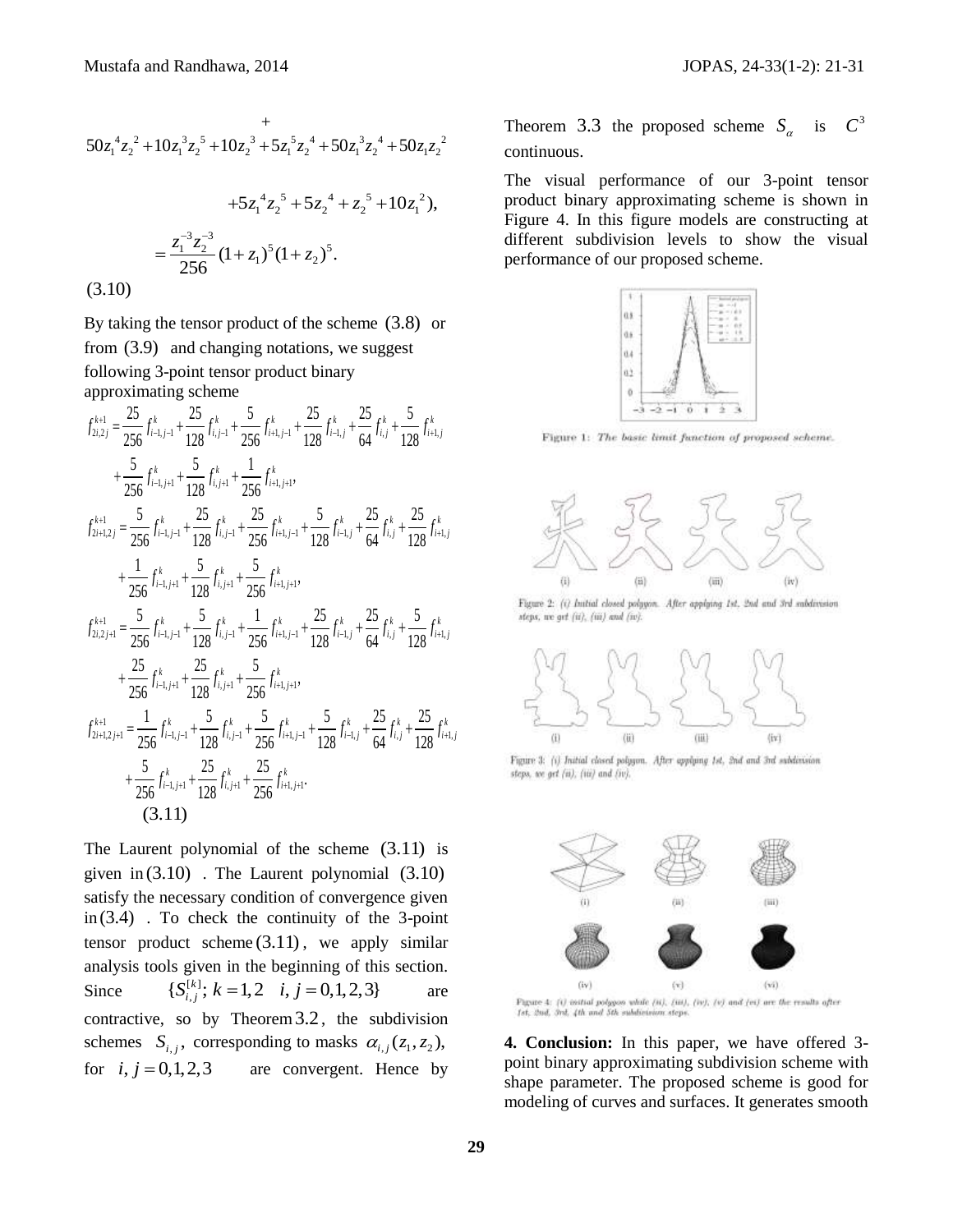$$+$$
$$50z_1^4z_2^2 + 10z_1^3z_2^5 + 10z_2^3 + 5z_1^5z_2^4 + 50z_1^3z_2^4 + 50z_1z_2^2$$

$$+5z_1^4z_2^5 + 5z_2^4 + z_2^5 + 10z_1^2),$$

$$= \frac{z_1^{-3}z_2^{-3}}{256}(1+z_1)^5(1+z_2)^5.$$

(3.10)

By taking the tensor product of the scheme (3.8) or from (3.9) and changing notations, we suggest following 3-point tensor product binary approximating scheme

$$f_{2i,2j}^{k+1} = \frac{25}{256}f_{i-1,j-1}^k + \frac{25}{128}f_{i,j-1}^k + \frac{5}{256}f_{i+1,j-1}^k + \frac{25}{128}f_{i-1,j}^k + \frac{25}{64}f_{i,j}^k + \frac{5}{128}f_{i+1,j}^k + \frac{5}{256}f_{i-1,j+1}^k + \frac{5}{128}f_{i,j+1}^k + \frac{1}{256}f_{i+1,j+1}^k,$$

$$f_{2i+1,2j}^{k+1} = \frac{5}{256}f_{i-1,j-1}^k + \frac{25}{128}f_{i,j-1}^k + \frac{25}{256}f_{i+1,j-1}^k + \frac{5}{128}f_{i-1,j}^k + \frac{25}{64}f_{i,j}^k + \frac{25}{128}f_{i+1,j}^k + \frac{1}{256}f_{i-1,j+1}^k + \frac{5}{128}f_{i,j+1}^k + \frac{5}{256}f_{i+1,j+1}^k,$$

$$f_{2i,2j+1}^{k+1} = \frac{5}{256}f_{i-1,j-1}^k + \frac{5}{128}f_{i,j-1}^k + \frac{1}{256}f_{i+1,j-1}^k + \frac{25}{128}f_{i-1,j}^k + \frac{25}{64}f_{i,j}^k + \frac{5}{128}f_{i+1,j}^k + \frac{25}{256}f_{i-1,j+1}^k + \frac{25}{128}f_{i,j+1}^k + \frac{5}{256}f_{i+1,j+1}^k,$$

$$f_{2i+1,2j+1}^{k+1} = \frac{1}{256}f_{i-1,j-1}^k + \frac{5}{128}f_{i,j-1}^k + \frac{5}{256}f_{i+1,j-1}^k + \frac{5}{128}f_{i-1,j}^k + \frac{25}{64}f_{i,j}^k + \frac{25}{128}f_{i+1,j}^k + \frac{5}{256}f_{i-1,j+1}^k + \frac{25}{128}f_{i,j+1}^k + \frac{25}{256}f_{i+1,j+1}^k.$$

(3.11)

The Laurent polynomial of the scheme (3.11) is given in (3.10). The Laurent polynomial (3.10) satisfy the necessary condition of convergence given in (3.4). To check the continuity of the 3-point tensor product scheme (3.11), we apply similar analysis tools given in the beginning of this section. Since $\{S_{i,j}^{[k]};\ k=1,2 \quad i,j=0,1,2,3\}$ are contractive, so by Theorem 3.2, the subdivision schemes $S_{i,j}$, corresponding to masks $\alpha_{i,j}(z_1,z_2)$, for $i,j=0,1,2,3$ are convergent. Hence by Theorem 3.3 the proposed scheme $S_\alpha$ is $C^3$ continuous.

The visual performance of our 3-point tensor product binary approximating scheme is shown in Figure 4. In this figure models are constructing at different subdivision levels to show the visual performance of our proposed scheme.

Figure 1: The basic limit function of proposed scheme.

Figure 2: (i) Initial closed polygon. After applying 1st, 2nd and 3rd subdivision steps, we get (ii), (iii) and (iv).

Figure 3: (i) Initial closed polygon. After applying 1st, 2nd and 3rd subdivision steps, we get (ii), (iii) and (iv).

Figure 4: (i) initial polygon while (ii), (iii), (iv), (v) and (vi) are the results after 1st, 2nd, 3rd, 4th and 5th subdivision steps.

**4. Conclusion:** In this paper, we have offered 3-point binary approximating subdivision scheme with shape parameter. The proposed scheme is good for modeling of curves and surfaces. It generates smooth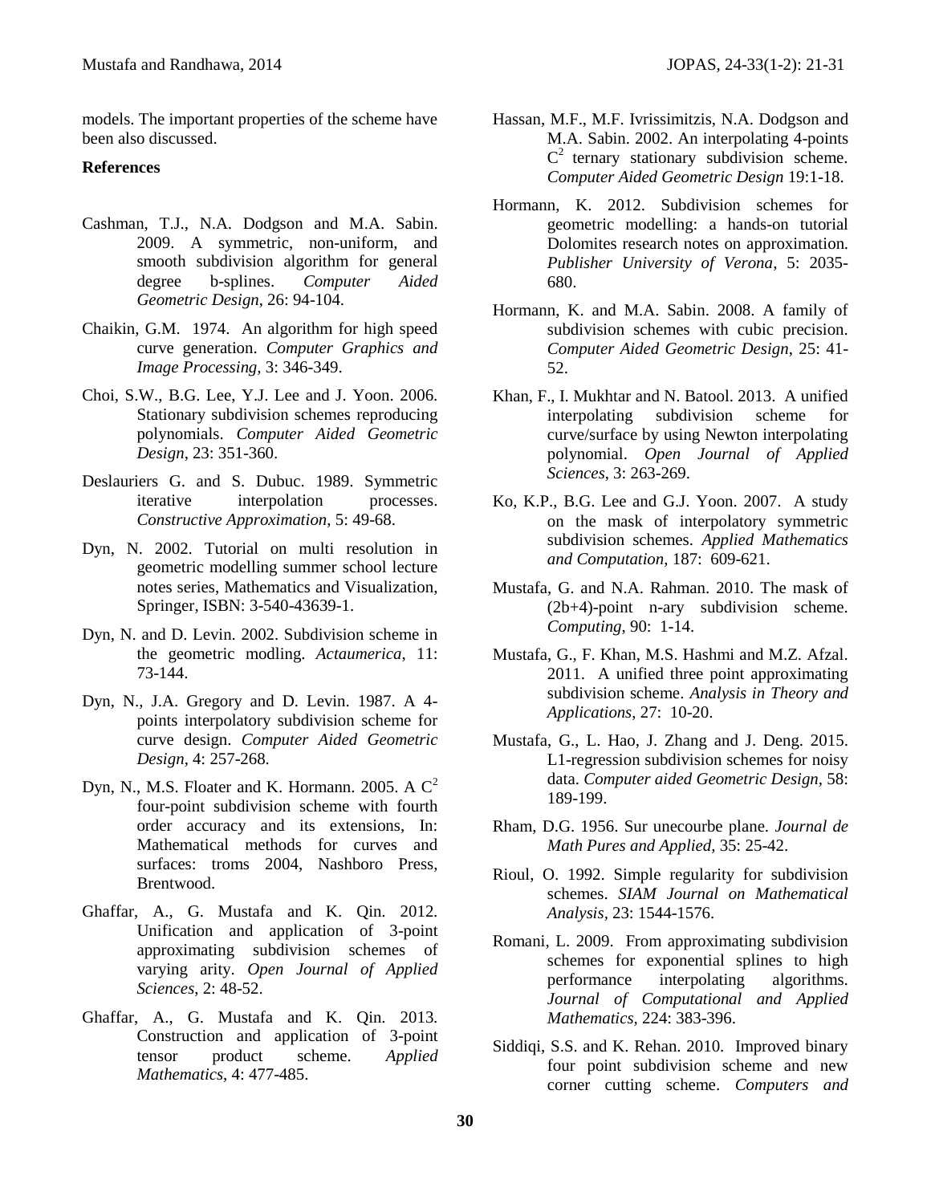models. The important properties of the scheme have been also discussed.

**References**

Cashman, T.J., N.A. Dodgson and M.A. Sabin. 2009. A symmetric, non-uniform, and smooth subdivision algorithm for general degree b-splines. *Computer Aided Geometric Design*, 26: 94-104.

Chaikin, G.M. 1974. An algorithm for high speed curve generation. *Computer Graphics and Image Processing*, 3: 346-349.

Choi, S.W., B.G. Lee, Y.J. Lee and J. Yoon. 2006. Stationary subdivision schemes reproducing polynomials. *Computer Aided Geometric Design*, 23: 351-360.

Deslauriers G. and S. Dubuc. 1989. Symmetric iterative interpolation processes. *Constructive Approximation*, 5: 49-68.

Dyn, N. 2002. Tutorial on multi resolution in geometric modelling summer school lecture notes series, Mathematics and Visualization, Springer, ISBN: 3-540-43639-1.

Dyn, N. and D. Levin. 2002. Subdivision scheme in the geometric modling. *Actaumerica*, 11: 73-144.

Dyn, N., J.A. Gregory and D. Levin. 1987. A 4-points interpolatory subdivision scheme for curve design. *Computer Aided Geometric Design*, 4: 257-268.

Dyn, N., M.S. Floater and K. Hormann. 2005. A $C^2$ four-point subdivision scheme with fourth order accuracy and its extensions, In: Mathematical methods for curves and surfaces: troms 2004, Nashboro Press, Brentwood.

Ghaffar, A., G. Mustafa and K. Qin. 2012. Unification and application of 3-point approximating subdivision schemes of varying arity. *Open Journal of Applied Sciences*, 2: 48-52.

Ghaffar, A., G. Mustafa and K. Qin. 2013. Construction and application of 3-point tensor product scheme. *Applied Mathematics*, 4: 477-485.

Hassan, M.F., M.F. Ivrissimitzis, N.A. Dodgson and M.A. Sabin. 2002. An interpolating 4-points $C^2$ ternary stationary subdivision scheme. *Computer Aided Geometric Design* 19:1-18.

Hormann, K. 2012. Subdivision schemes for geometric modelling: a hands-on tutorial Dolomites research notes on approximation. *Publisher University of Verona*, 5: 2035-680.

Hormann, K. and M.A. Sabin. 2008. A family of subdivision schemes with cubic precision. *Computer Aided Geometric Design*, 25: 41-52.

Khan, F., I. Mukhtar and N. Batool. 2013. A unified interpolating subdivision scheme for curve/surface by using Newton interpolating polynomial. *Open Journal of Applied Sciences*, 3: 263-269.

Ko, K.P., B.G. Lee and G.J. Yoon. 2007. A study on the mask of interpolatory symmetric subdivision schemes. *Applied Mathematics and Computation*, 187: 609-621.

Mustafa, G. and N.A. Rahman. 2010. The mask of (2b+4)-point n-ary subdivision scheme. *Computing*, 90: 1-14.

Mustafa, G., F. Khan, M.S. Hashmi and M.Z. Afzal. 2011. A unified three point approximating subdivision scheme. *Analysis in Theory and Applications*, 27: 10-20.

Mustafa, G., L. Hao, J. Zhang and J. Deng. 2015. L1-regression subdivision schemes for noisy data. *Computer aided Geometric Design*, 58: 189-199.

Rham, D.G. 1956. Sur unecourbe plane. *Journal de Math Pures and Applied*, 35: 25-42.

Rioul, O. 1992. Simple regularity for subdivision schemes. *SIAM Journal on Mathematical Analysis*, 23: 1544-1576.

Romani, L. 2009. From approximating subdivision schemes for exponential splines to high performance interpolating algorithms. *Journal of Computational and Applied Mathematics*, 224: 383-396.

Siddiqi, S.S. and K. Rehan. 2010. Improved binary four point subdivision scheme and new corner cutting scheme. *Computers and*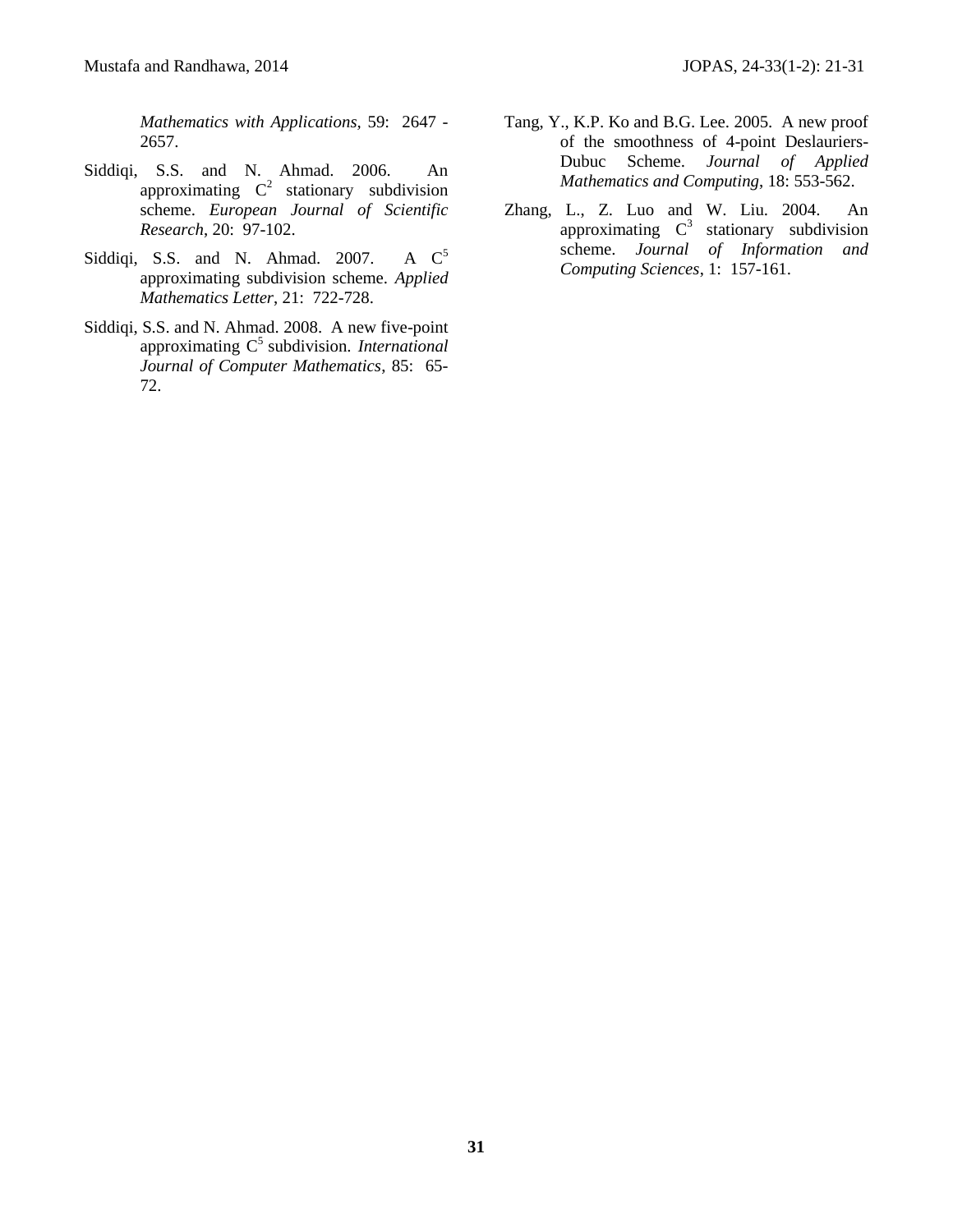*Mathematics with Applications*, 59: 2647 - 2657.

Siddiqi, S.S. and N. Ahmad. 2006. An approximating $C^2$ stationary subdivision scheme. *European Journal of Scientific Research*, 20: 97-102.

Siddiqi, S.S. and N. Ahmad. 2007. A $C^5$ approximating subdivision scheme. *Applied Mathematics Letter*, 21: 722-728.

Siddiqi, S.S. and N. Ahmad. 2008. A new five-point approximating $C^5$ subdivision. *International Journal of Computer Mathematics*, 85: 65-72.

Tang, Y., K.P. Ko and B.G. Lee. 2005. A new proof of the smoothness of 4-point Deslauriers-Dubuc Scheme. *Journal of Applied Mathematics and Computing*, 18: 553-562.

Zhang, L., Z. Luo and W. Liu. 2004. An approximating $C^3$ stationary subdivision scheme. *Journal of Information and Computing Sciences*, 1: 157-161.